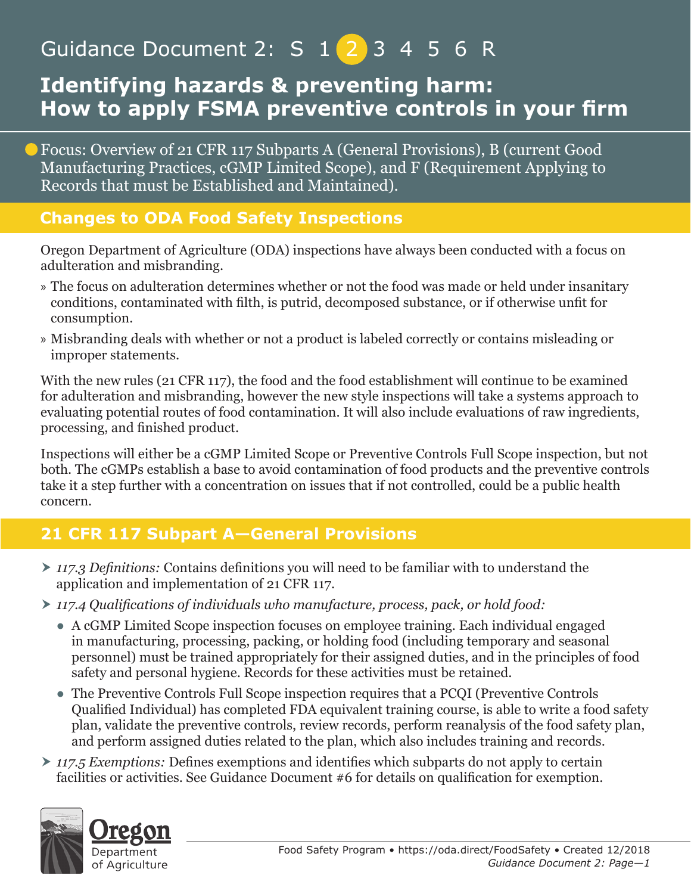Guidance Document 2: S 1 2 3 4 5 6 R

# Identifying hazards & preventing harm: How to apply FSMA preventive controls in your firm

Focus: Overview of 21 CFR 117 Subparts A (General Provisions), B (current Good Manufacturing Practices, cGMP Limited Scope), and F (Requirement Applying to Records that must be Established and Maintained).

## Changes to ODA Food Safety Inspections

Oregon Department of Agriculture (ODA) inspections have always been conducted with a focus on adulteration and misbranding.

» The focus on adulteration determines whether or not the food was made or held under insanitary conditions, contaminated with filth, is putrid, decomposed substance, or if otherwise unfit for consumption.

» Misbranding deals with whether or not a product is labeled correctly or contains misleading or improper statements.

With the new rules (21 CFR 117), the food and the food establishment will continue to be examined for adulteration and misbranding, however the new style inspections will take a systems approach to evaluating potential routes of food contamination. It will also include evaluations of raw ingredients, processing, and finished product.

Inspections will either be a cGMP Limited Scope or Preventive Controls Full Scope inspection, but not both. The cGMPs establish a base to avoid contamination of food products and the preventive controls take it a step further with a concentration on issues that if not controlled, could be a public health concern.

## 21 CFR 117 Subpart A—General Provisions

- *117.3 Definitions:* Contains definitions you will need to be familiar with to understand the application and implementation of 21 CFR 117.
- *117.4 Qualifications of individuals who manufacture, process, pack, or hold food:*
  - A cGMP Limited Scope inspection focuses on employee training. Each individual engaged in manufacturing, processing, packing, or holding food (including temporary and seasonal personnel) must be trained appropriately for their assigned duties, and in the principles of food safety and personal hygiene. Records for these activities must be retained.
  - The Preventive Controls Full Scope inspection requires that a PCQI (Preventive Controls Qualified Individual) has completed FDA equivalent training course, is able to write a food safety plan, validate the preventive controls, review records, perform reanalysis of the food safety plan, and perform assigned duties related to the plan, which also includes training and records.
- *117.5 Exemptions:* Defines exemptions and identifies which subparts do not apply to certain facilities or activities. See Guidance Document #6 for details on qualification for exemption.

Oregon Department of Agriculture

Food Safety Program • https://oda.direct/FoodSafety • Created 12/2018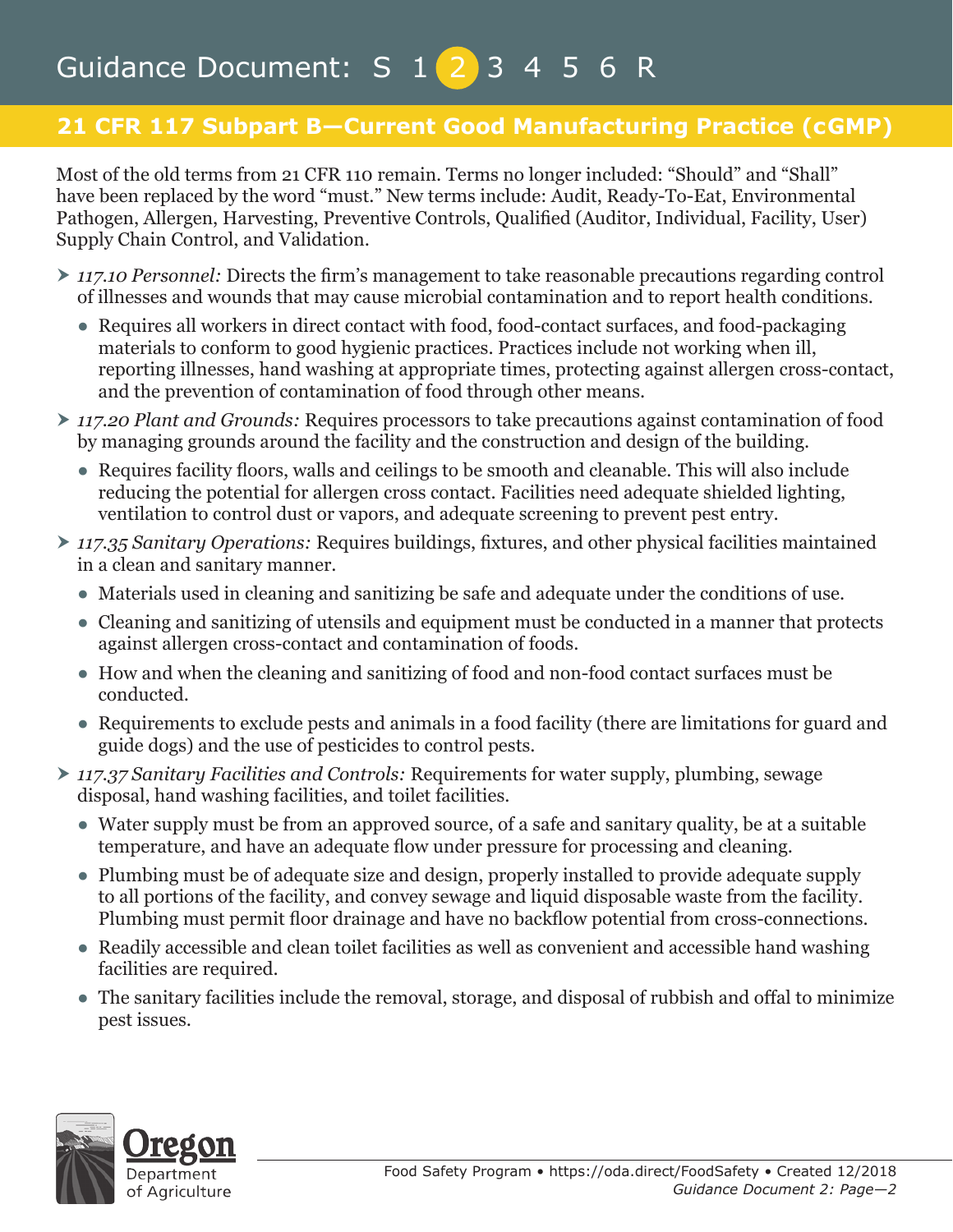## 21 CFR 117 Subpart B—Current Good Manufacturing Practice (cGMP)

Most of the old terms from 21 CFR 110 remain. Terms no longer included: “Should” and “Shall” have been replaced by the word “must.” New terms include: Audit, Ready-To-Eat, Environmental Pathogen, Allergen, Harvesting, Preventive Controls, Qualified (Auditor, Individual, Facility, User) Supply Chain Control, and Validation.

- *117.10 Personnel:* Directs the firm’s management to take reasonable precautions regarding control of illnesses and wounds that may cause microbial contamination and to report health conditions.
  - Requires all workers in direct contact with food, food-contact surfaces, and food-packaging materials to conform to good hygienic practices. Practices include not working when ill, reporting illnesses, hand washing at appropriate times, protecting against allergen cross-contact, and the prevention of contamination of food through other means.
- *117.20 Plant and Grounds:* Requires processors to take precautions against contamination of food by managing grounds around the facility and the construction and design of the building.
  - Requires facility floors, walls and ceilings to be smooth and cleanable. This will also include reducing the potential for allergen cross contact. Facilities need adequate shielded lighting, ventilation to control dust or vapors, and adequate screening to prevent pest entry.
- *117.35 Sanitary Operations:* Requires buildings, fixtures, and other physical facilities maintained in a clean and sanitary manner.
  - Materials used in cleaning and sanitizing be safe and adequate under the conditions of use.
  - Cleaning and sanitizing of utensils and equipment must be conducted in a manner that protects against allergen cross-contact and contamination of foods.
  - How and when the cleaning and sanitizing of food and non-food contact surfaces must be conducted.
  - Requirements to exclude pests and animals in a food facility (there are limitations for guard and guide dogs) and the use of pesticides to control pests.
- *117.37 Sanitary Facilities and Controls:* Requirements for water supply, plumbing, sewage disposal, hand washing facilities, and toilet facilities.
  - Water supply must be from an approved source, of a safe and sanitary quality, be at a suitable temperature, and have an adequate flow under pressure for processing and cleaning.
  - Plumbing must be of adequate size and design, properly installed to provide adequate supply to all portions of the facility, and convey sewage and liquid disposable waste from the facility. Plumbing must permit floor drainage and have no backflow potential from cross-connections.
  - Readily accessible and clean toilet facilities as well as convenient and accessible hand washing facilities are required.
  - The sanitary facilities include the removal, storage, and disposal of rubbish and offal to minimize pest issues.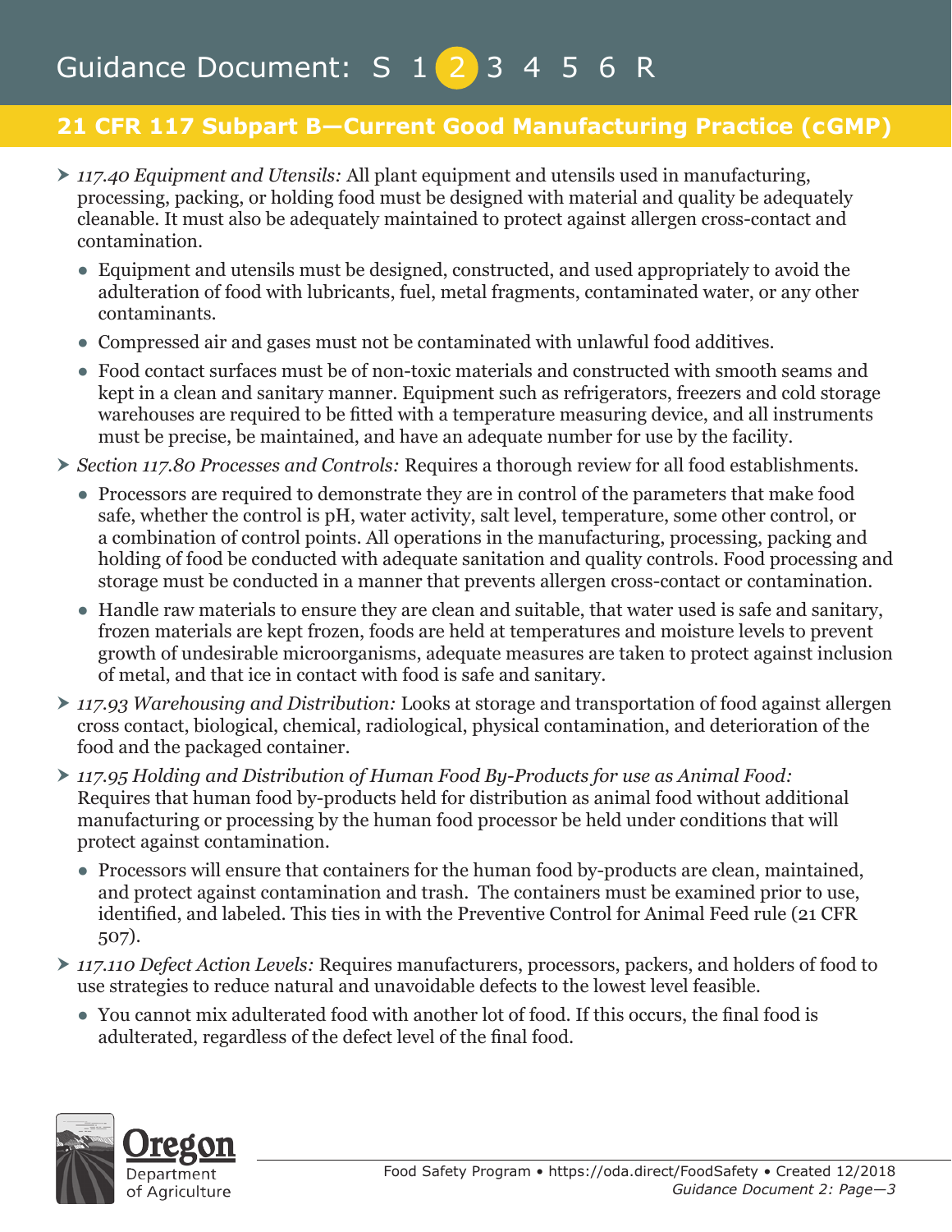## 21 CFR 117 Subpart B—Current Good Manufacturing Practice (cGMP)

- *117.40 Equipment and Utensils:* All plant equipment and utensils used in manufacturing, processing, packing, or holding food must be designed with material and quality be adequately cleanable. It must also be adequately maintained to protect against allergen cross-contact and contamination.
  - Equipment and utensils must be designed, constructed, and used appropriately to avoid the adulteration of food with lubricants, fuel, metal fragments, contaminated water, or any other contaminants.
  - Compressed air and gases must not be contaminated with unlawful food additives.
  - Food contact surfaces must be of non-toxic materials and constructed with smooth seams and kept in a clean and sanitary manner. Equipment such as refrigerators, freezers and cold storage warehouses are required to be fitted with a temperature measuring device, and all instruments must be precise, be maintained, and have an adequate number for use by the facility.
- *Section 117.80 Processes and Controls:* Requires a thorough review for all food establishments.
  - Processors are required to demonstrate they are in control of the parameters that make food safe, whether the control is pH, water activity, salt level, temperature, some other control, or a combination of control points. All operations in the manufacturing, processing, packing and holding of food be conducted with adequate sanitation and quality controls. Food processing and storage must be conducted in a manner that prevents allergen cross-contact or contamination.
  - Handle raw materials to ensure they are clean and suitable, that water used is safe and sanitary, frozen materials are kept frozen, foods are held at temperatures and moisture levels to prevent growth of undesirable microorganisms, adequate measures are taken to protect against inclusion of metal, and that ice in contact with food is safe and sanitary.
- *117.93 Warehousing and Distribution:* Looks at storage and transportation of food against allergen cross contact, biological, chemical, radiological, physical contamination, and deterioration of the food and the packaged container.
- *117.95 Holding and Distribution of Human Food By-Products for use as Animal Food:* Requires that human food by-products held for distribution as animal food without additional manufacturing or processing by the human food processor be held under conditions that will protect against contamination.
  - Processors will ensure that containers for the human food by-products are clean, maintained, and protect against contamination and trash. The containers must be examined prior to use, identified, and labeled. This ties in with the Preventive Control for Animal Feed rule (21 CFR 507).
- *117.110 Defect Action Levels:* Requires manufacturers, processors, packers, and holders of food to use strategies to reduce natural and unavoidable defects to the lowest level feasible.
  - You cannot mix adulterated food with another lot of food. If this occurs, the final food is adulterated, regardless of the defect level of the final food.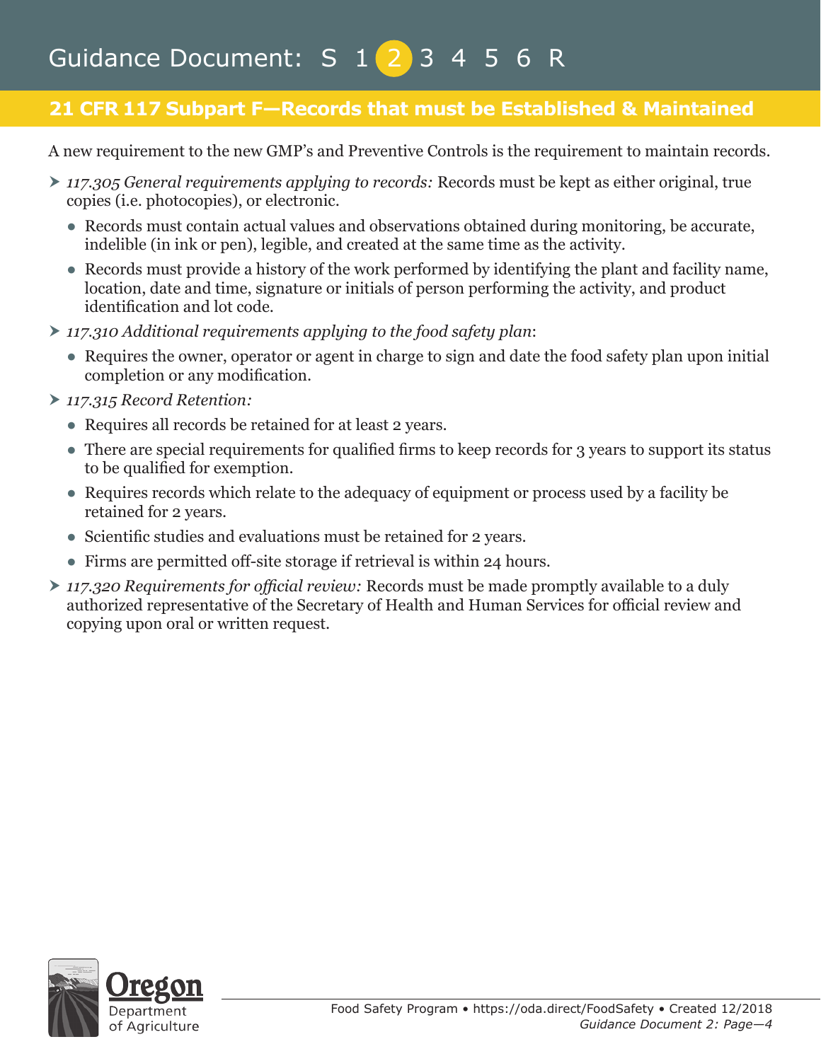## 21 CFR 117 Subpart F—Records that must be Established & Maintained

A new requirement to the new GMP's and Preventive Controls is the requirement to maintain records.

- *117.305 General requirements applying to records:* Records must be kept as either original, true copies (i.e. photocopies), or electronic.
  - Records must contain actual values and observations obtained during monitoring, be accurate, indelible (in ink or pen), legible, and created at the same time as the activity.
  - Records must provide a history of the work performed by identifying the plant and facility name, location, date and time, signature or initials of person performing the activity, and product identification and lot code.
- *117.310 Additional requirements applying to the food safety plan*:
  - Requires the owner, operator or agent in charge to sign and date the food safety plan upon initial completion or any modification.
- *117.315 Record Retention:*
  - Requires all records be retained for at least 2 years.
  - There are special requirements for qualified firms to keep records for 3 years to support its status to be qualified for exemption.
  - Requires records which relate to the adequacy of equipment or process used by a facility be retained for 2 years.
  - Scientific studies and evaluations must be retained for 2 years.
  - Firms are permitted off-site storage if retrieval is within 24 hours.
- *117.320 Requirements for official review:* Records must be made promptly available to a duly authorized representative of the Secretary of Health and Human Services for official review and copying upon oral or written request.